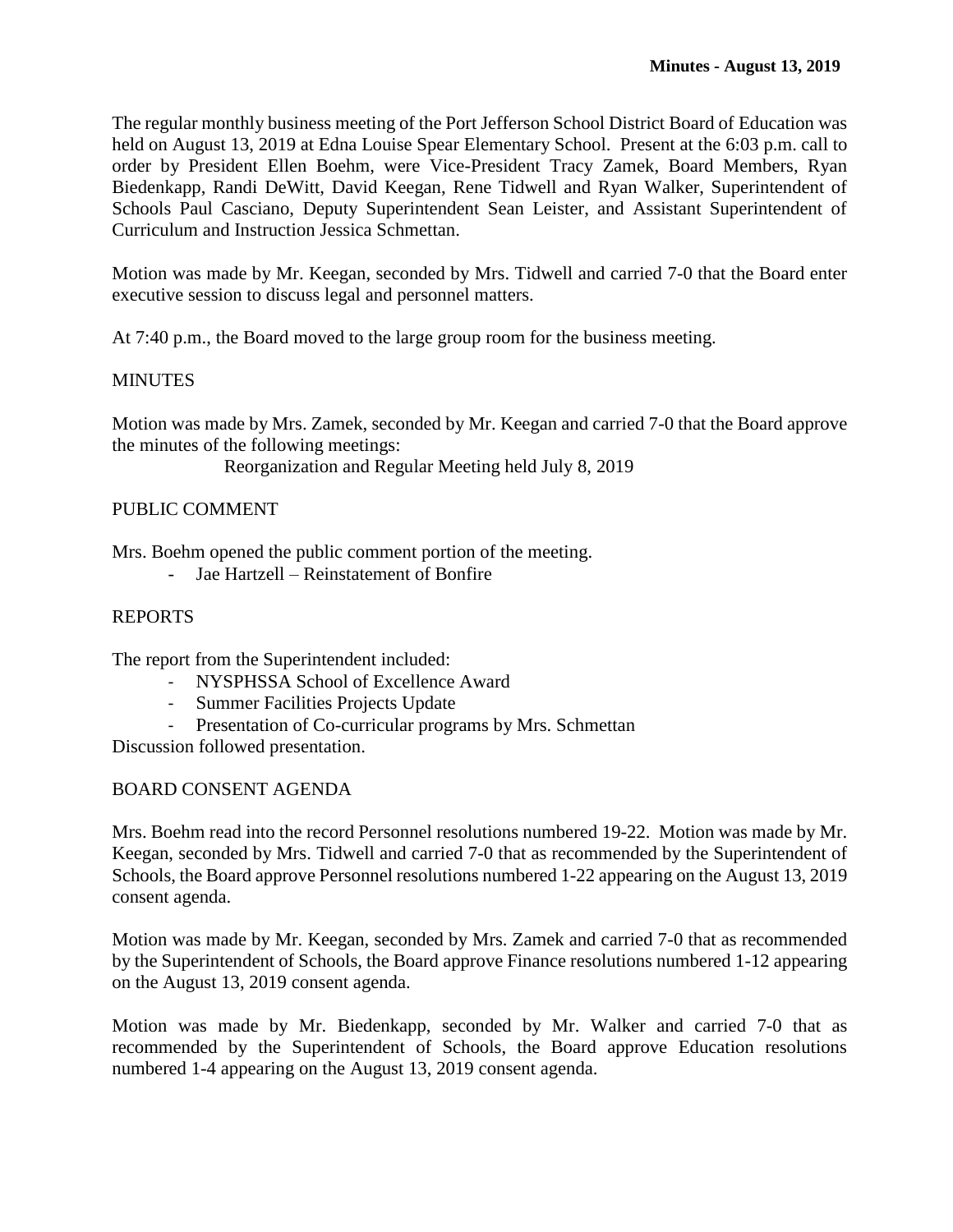**Minutes - August 13, 2019**

The regular monthly business meeting of the Port Jefferson School District Board of Education was held on August 13, 2019 at Edna Louise Spear Elementary School. Present at the 6:03 p.m. call to order by President Ellen Boehm, were Vice-President Tracy Zamek, Board Members, Ryan Biedenkapp, Randi DeWitt, David Keegan, Rene Tidwell and Ryan Walker, Superintendent of Schools Paul Casciano, Deputy Superintendent Sean Leister, and Assistant Superintendent of Curriculum and Instruction Jessica Schmettan.

Motion was made by Mr. Keegan, seconded by Mrs. Tidwell and carried 7-0 that the Board enter executive session to discuss legal and personnel matters.

At 7:40 p.m., the Board moved to the large group room for the business meeting.

## MINUTES

Motion was made by Mrs. Zamek, seconded by Mr. Keegan and carried 7-0 that the Board approve the minutes of the following meetings:

Reorganization and Regular Meeting held July 8, 2019

## PUBLIC COMMENT

Mrs. Boehm opened the public comment portion of the meeting.

- Jae Hartzell – Reinstatement of Bonfire

## REPORTS

The report from the Superintendent included:

- NYSPHSSA School of Excellence Award
- Summer Facilities Projects Update
- Presentation of Co-curricular programs by Mrs. Schmettan

Discussion followed presentation.

## BOARD CONSENT AGENDA

Mrs. Boehm read into the record Personnel resolutions numbered 19-22. Motion was made by Mr. Keegan, seconded by Mrs. Tidwell and carried 7-0 that as recommended by the Superintendent of Schools, the Board approve Personnel resolutions numbered 1-22 appearing on the August 13, 2019 consent agenda.

Motion was made by Mr. Keegan, seconded by Mrs. Zamek and carried 7-0 that as recommended by the Superintendent of Schools, the Board approve Finance resolutions numbered 1-12 appearing on the August 13, 2019 consent agenda.

Motion was made by Mr. Biedenkapp, seconded by Mr. Walker and carried 7-0 that as recommended by the Superintendent of Schools, the Board approve Education resolutions numbered 1-4 appearing on the August 13, 2019 consent agenda.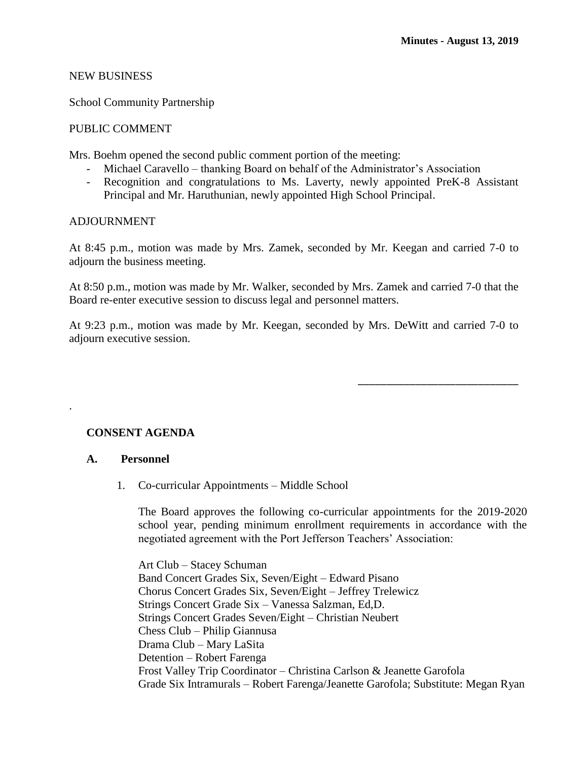NEW BUSINESS

School Community Partnership

PUBLIC COMMENT

Mrs. Boehm opened the second public comment portion of the meeting:

- Michael Caravello – thanking Board on behalf of the Administrator's Association
- Recognition and congratulations to Ms. Laverty, newly appointed PreK-8 Assistant Principal and Mr. Haruthunian, newly appointed High School Principal.

ADJOURNMENT

At 8:45 p.m., motion was made by Mrs. Zamek, seconded by Mr. Keegan and carried 7-0 to adjourn the business meeting.

At 8:50 p.m., motion was made by Mr. Walker, seconded by Mrs. Zamek and carried 7-0 that the Board re-enter executive session to discuss legal and personnel matters.

At 9:23 p.m., motion was made by Mr. Keegan, seconded by Mrs. DeWitt and carried 7-0 to adjourn executive session.

\_\_\_\_\_\_\_\_\_\_\_\_\_\_\_\_\_\_\_\_\_\_\_\_\_\_\_\_

.

**CONSENT AGENDA**

**A. Personnel**

1. Co-curricular Appointments – Middle School

   The Board approves the following co-curricular appointments for the 2019-2020 school year, pending minimum enrollment requirements in accordance with the negotiated agreement with the Port Jefferson Teachers' Association:

   Art Club – Stacey Schuman
   Band Concert Grades Six, Seven/Eight – Edward Pisano
   Chorus Concert Grades Six, Seven/Eight – Jeffrey Trelewicz
   Strings Concert Grade Six – Vanessa Salzman, Ed,D.
   Strings Concert Grades Seven/Eight – Christian Neubert
   Chess Club – Philip Giannusa
   Drama Club – Mary LaSita
   Detention – Robert Farenga
   Frost Valley Trip Coordinator – Christina Carlson & Jeanette Garofola
   Grade Six Intramurals – Robert Farenga/Jeanette Garofola; Substitute: Megan Ryan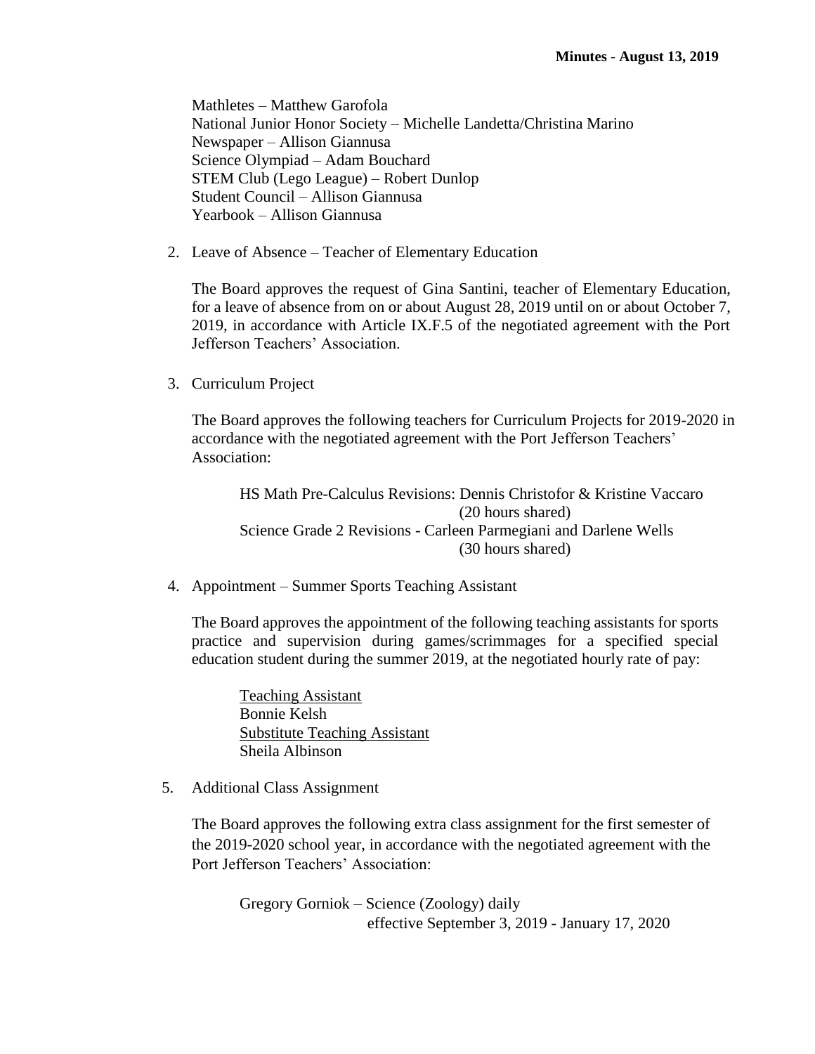Mathletes – Matthew Garofola
National Junior Honor Society – Michelle Landetta/Christina Marino
Newspaper – Allison Giannusa
Science Olympiad – Adam Bouchard
STEM Club (Lego League) – Robert Dunlop
Student Council – Allison Giannusa
Yearbook – Allison Giannusa

2. Leave of Absence – Teacher of Elementary Education

   The Board approves the request of Gina Santini, teacher of Elementary Education, for a leave of absence from on or about August 28, 2019 until on or about October 7, 2019, in accordance with Article IX.F.5 of the negotiated agreement with the Port Jefferson Teachers' Association.

3. Curriculum Project

   The Board approves the following teachers for Curriculum Projects for 2019-2020 in accordance with the negotiated agreement with the Port Jefferson Teachers' Association:

   HS Math Pre-Calculus Revisions: Dennis Christofor & Kristine Vaccaro (20 hours shared)
   Science Grade 2 Revisions - Carleen Parmegiani and Darlene Wells (30 hours shared)

4. Appointment – Summer Sports Teaching Assistant

   The Board approves the appointment of the following teaching assistants for sports practice and supervision during games/scrimmages for a specified special education student during the summer 2019, at the negotiated hourly rate of pay:

   Teaching Assistant
   Bonnie Kelsh
   Substitute Teaching Assistant
   Sheila Albinson

5. Additional Class Assignment

   The Board approves the following extra class assignment for the first semester of the 2019-2020 school year, in accordance with the negotiated agreement with the Port Jefferson Teachers' Association:

   Gregory Gorniok – Science (Zoology) daily
   effective September 3, 2019 - January 17, 2020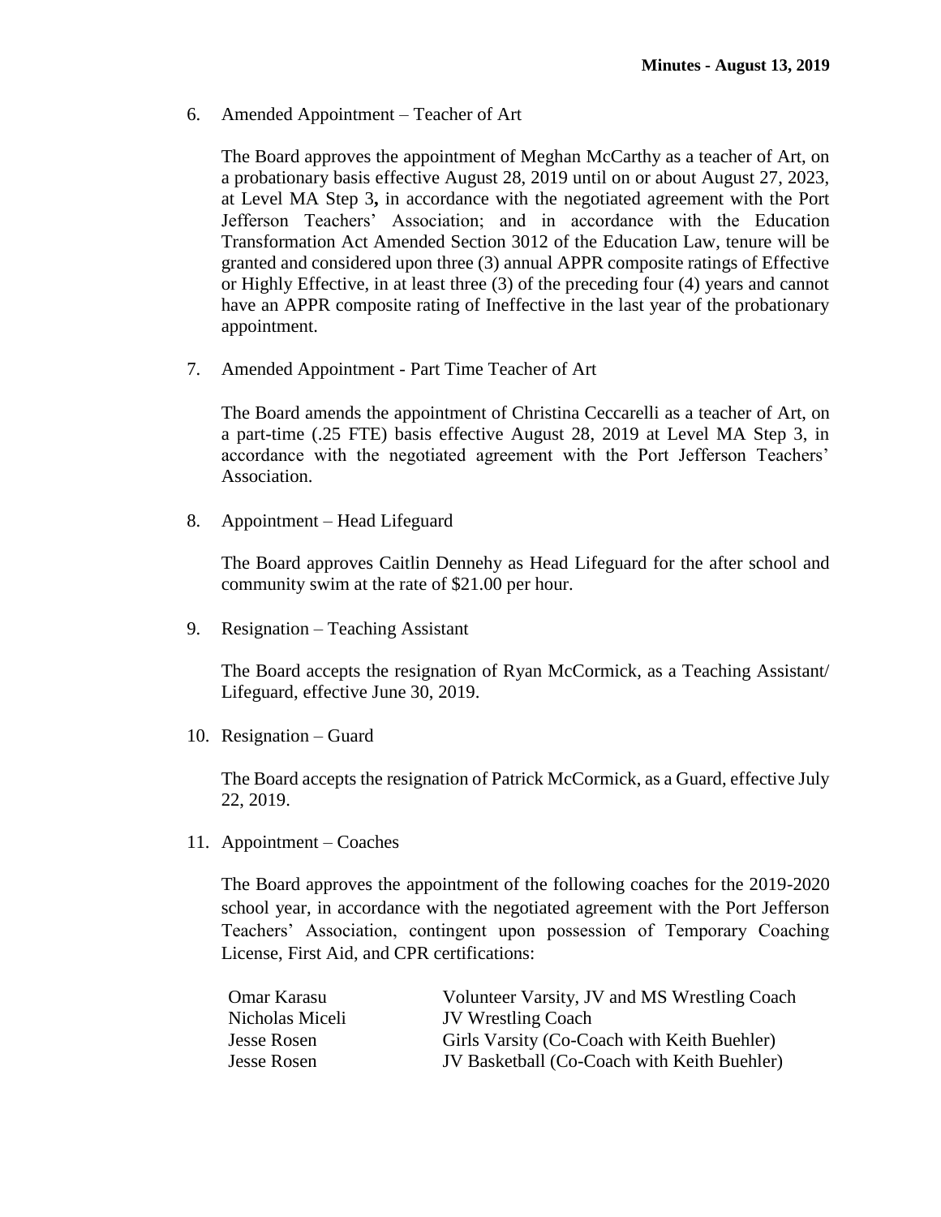6. Amended Appointment – Teacher of Art

   The Board approves the appointment of Meghan McCarthy as a teacher of Art, on a probationary basis effective August 28, 2019 until on or about August 27, 2023, at Level MA Step 3**,** in accordance with the negotiated agreement with the Port Jefferson Teachers' Association; and in accordance with the Education Transformation Act Amended Section 3012 of the Education Law, tenure will be granted and considered upon three (3) annual APPR composite ratings of Effective or Highly Effective, in at least three (3) of the preceding four (4) years and cannot have an APPR composite rating of Ineffective in the last year of the probationary appointment.

7. Amended Appointment - Part Time Teacher of Art

   The Board amends the appointment of Christina Ceccarelli as a teacher of Art, on a part-time (.25 FTE) basis effective August 28, 2019 at Level MA Step 3, in accordance with the negotiated agreement with the Port Jefferson Teachers' Association.

8. Appointment – Head Lifeguard

   The Board approves Caitlin Dennehy as Head Lifeguard for the after school and community swim at the rate of $21.00 per hour.

9. Resignation – Teaching Assistant

   The Board accepts the resignation of Ryan McCormick, as a Teaching Assistant/ Lifeguard, effective June 30, 2019.

10. Resignation – Guard

    The Board accepts the resignation of Patrick McCormick, as a Guard, effective July 22, 2019.

11. Appointment – Coaches

    The Board approves the appointment of the following coaches for the 2019-2020 school year, in accordance with the negotiated agreement with the Port Jefferson Teachers' Association, contingent upon possession of Temporary Coaching License, First Aid, and CPR certifications:

| | |
|---|---|
| Omar Karasu | Volunteer Varsity, JV and MS Wrestling Coach |
| Nicholas Miceli | JV Wrestling Coach |
| Jesse Rosen | Girls Varsity (Co-Coach with Keith Buehler) |
| Jesse Rosen | JV Basketball (Co-Coach with Keith Buehler) |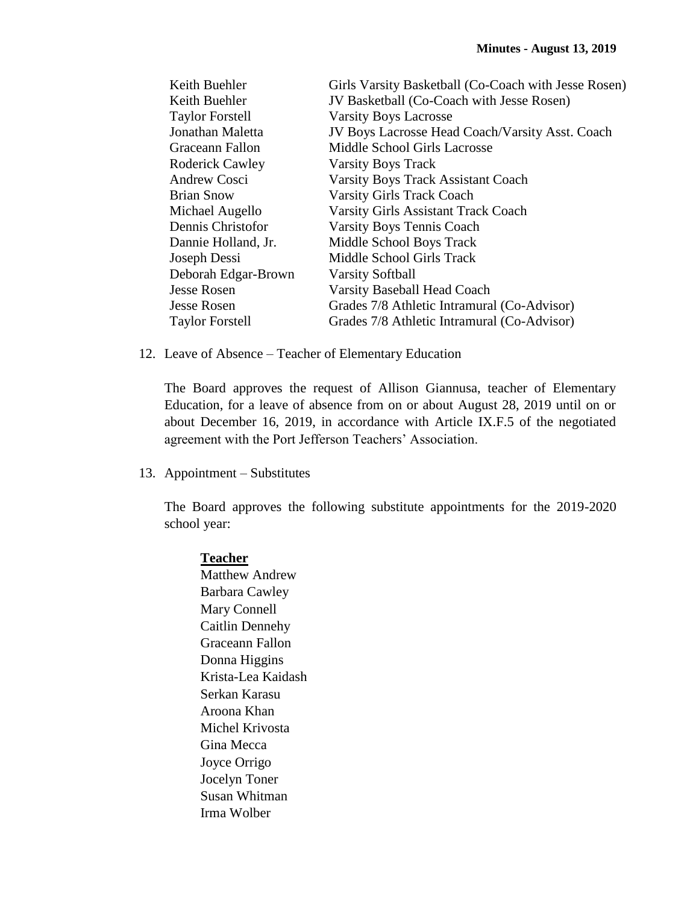| | |
|---|---|
| Keith Buehler | Girls Varsity Basketball (Co-Coach with Jesse Rosen) |
| Keith Buehler | JV Basketball (Co-Coach with Jesse Rosen) |
| Taylor Forstell | Varsity Boys Lacrosse |
| Jonathan Maletta | JV Boys Lacrosse Head Coach/Varsity Asst. Coach |
| Graceann Fallon | Middle School Girls Lacrosse |
| Roderick Cawley | Varsity Boys Track |
| Andrew Cosci | Varsity Boys Track Assistant Coach |
| Brian Snow | Varsity Girls Track Coach |
| Michael Augello | Varsity Girls Assistant Track Coach |
| Dennis Christofor | Varsity Boys Tennis Coach |
| Dannie Holland, Jr. | Middle School Boys Track |
| Joseph Dessi | Middle School Girls Track |
| Deborah Edgar-Brown | Varsity Softball |
| Jesse Rosen | Varsity Baseball Head Coach |
| Jesse Rosen | Grades 7/8 Athletic Intramural (Co-Advisor) |
| Taylor Forstell | Grades 7/8 Athletic Intramural (Co-Advisor) |

12. Leave of Absence – Teacher of Elementary Education

    The Board approves the request of Allison Giannusa, teacher of Elementary Education, for a leave of absence from on or about August 28, 2019 until on or about December 16, 2019, in accordance with Article IX.F.5 of the negotiated agreement with the Port Jefferson Teachers' Association.

13. Appointment – Substitutes

    The Board approves the following substitute appointments for the 2019-2020 school year:

    **Teacher**
    Matthew Andrew
    Barbara Cawley
    Mary Connell
    Caitlin Dennehy
    Graceann Fallon
    Donna Higgins
    Krista-Lea Kaidash
    Serkan Karasu
    Aroona Khan
    Michel Krivosta
    Gina Mecca
    Joyce Orrigo
    Jocelyn Toner
    Susan Whitman
    Irma Wolber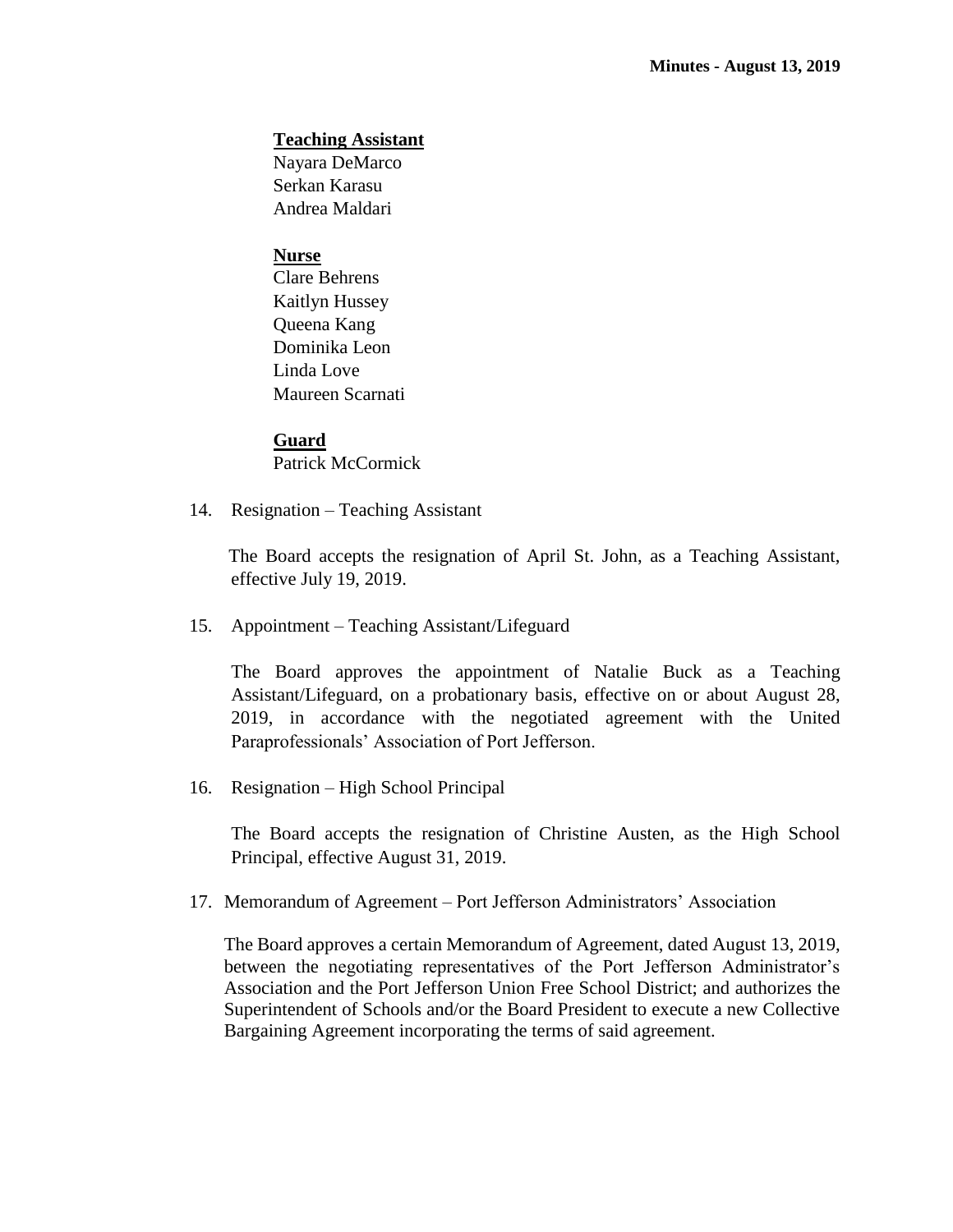**Teaching Assistant**
Nayara DeMarco
Serkan Karasu
Andrea Maldari

**Nurse**
Clare Behrens
Kaitlyn Hussey
Queena Kang
Dominika Leon
Linda Love
Maureen Scarnati

**Guard**
Patrick McCormick

14. Resignation – Teaching Assistant

    The Board accepts the resignation of April St. John, as a Teaching Assistant, effective July 19, 2019.

15. Appointment – Teaching Assistant/Lifeguard

    The Board approves the appointment of Natalie Buck as a Teaching Assistant/Lifeguard, on a probationary basis, effective on or about August 28, 2019, in accordance with the negotiated agreement with the United Paraprofessionals' Association of Port Jefferson.

16. Resignation – High School Principal

    The Board accepts the resignation of Christine Austen, as the High School Principal, effective August 31, 2019.

17. Memorandum of Agreement – Port Jefferson Administrators' Association

    The Board approves a certain Memorandum of Agreement, dated August 13, 2019, between the negotiating representatives of the Port Jefferson Administrator's Association and the Port Jefferson Union Free School District; and authorizes the Superintendent of Schools and/or the Board President to execute a new Collective Bargaining Agreement incorporating the terms of said agreement.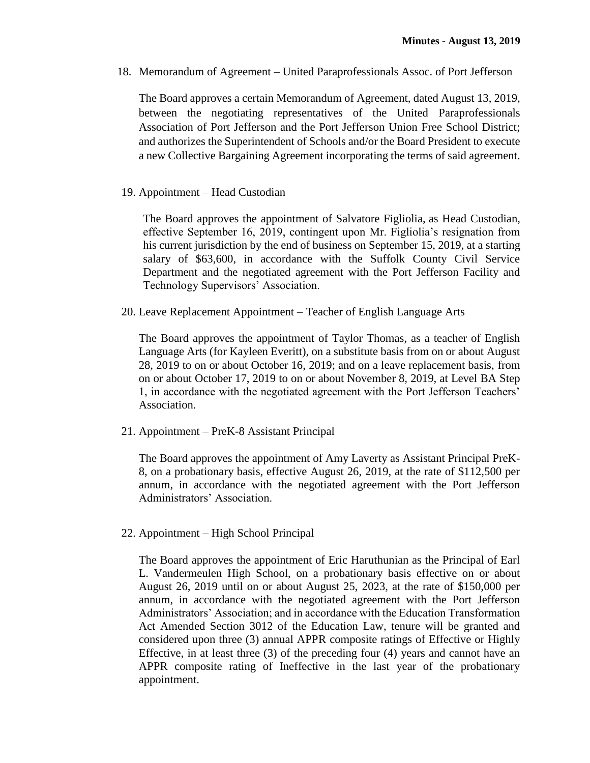18. Memorandum of Agreement – United Paraprofessionals Assoc. of Port Jefferson

    The Board approves a certain Memorandum of Agreement, dated August 13, 2019, between the negotiating representatives of the United Paraprofessionals Association of Port Jefferson and the Port Jefferson Union Free School District; and authorizes the Superintendent of Schools and/or the Board President to execute a new Collective Bargaining Agreement incorporating the terms of said agreement.

19. Appointment – Head Custodian

    The Board approves the appointment of Salvatore Figliolia, as Head Custodian, effective September 16, 2019, contingent upon Mr. Figliolia's resignation from his current jurisdiction by the end of business on September 15, 2019, at a starting salary of $63,600, in accordance with the Suffolk County Civil Service Department and the negotiated agreement with the Port Jefferson Facility and Technology Supervisors' Association.

20. Leave Replacement Appointment – Teacher of English Language Arts

    The Board approves the appointment of Taylor Thomas, as a teacher of English Language Arts (for Kayleen Everitt), on a substitute basis from on or about August 28, 2019 to on or about October 16, 2019; and on a leave replacement basis, from on or about October 17, 2019 to on or about November 8, 2019, at Level BA Step 1, in accordance with the negotiated agreement with the Port Jefferson Teachers' Association.

21. Appointment – PreK-8 Assistant Principal

    The Board approves the appointment of Amy Laverty as Assistant Principal PreK-8, on a probationary basis, effective August 26, 2019, at the rate of $112,500 per annum, in accordance with the negotiated agreement with the Port Jefferson Administrators' Association.

22. Appointment – High School Principal

    The Board approves the appointment of Eric Haruthunian as the Principal of Earl L. Vandermeulen High School, on a probationary basis effective on or about August 26, 2019 until on or about August 25, 2023, at the rate of $150,000 per annum, in accordance with the negotiated agreement with the Port Jefferson Administrators' Association; and in accordance with the Education Transformation Act Amended Section 3012 of the Education Law, tenure will be granted and considered upon three (3) annual APPR composite ratings of Effective or Highly Effective, in at least three (3) of the preceding four (4) years and cannot have an APPR composite rating of Ineffective in the last year of the probationary appointment.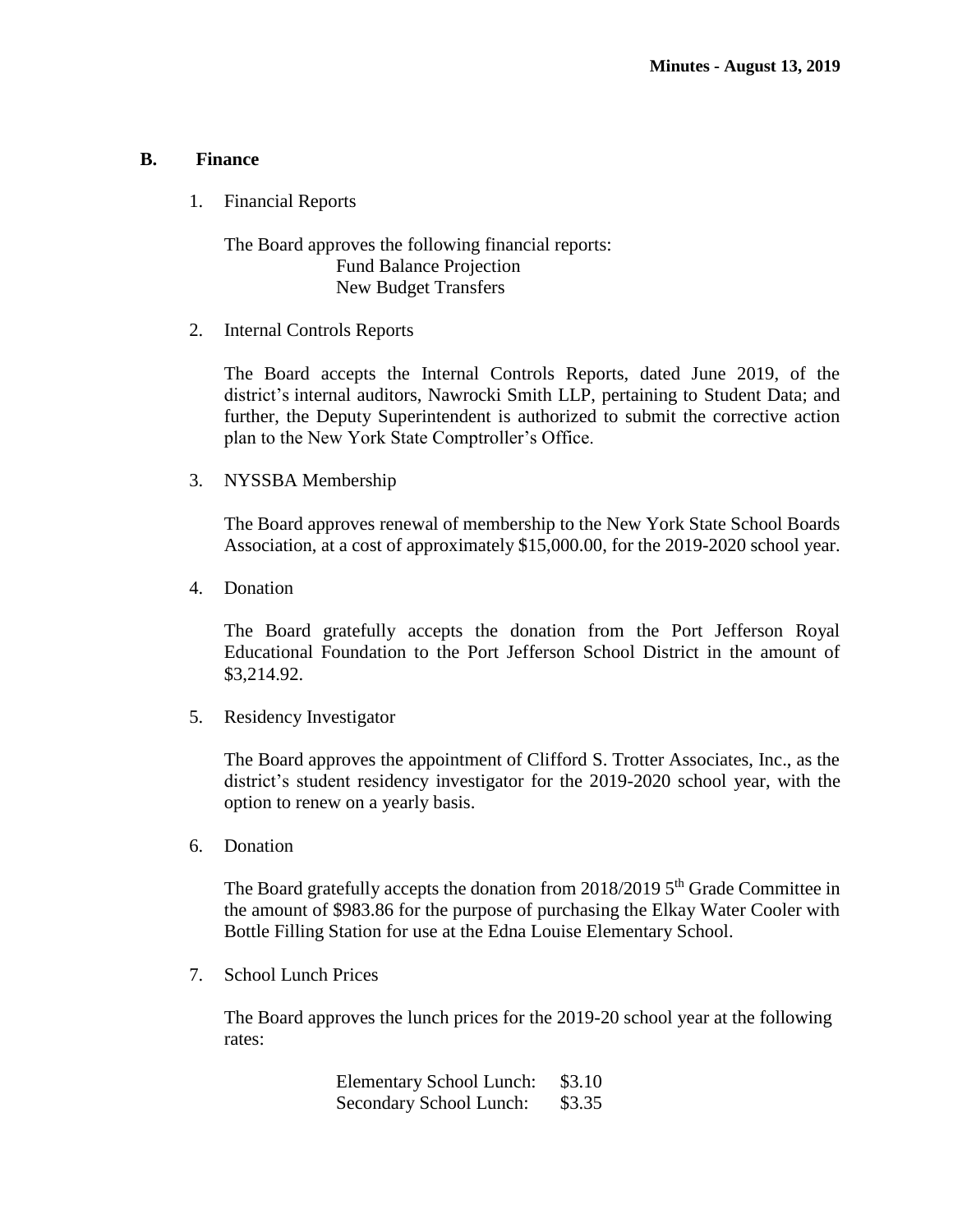## B. Finance

1. Financial Reports

   The Board approves the following financial reports:
   Fund Balance Projection
   New Budget Transfers

2. Internal Controls Reports

   The Board accepts the Internal Controls Reports, dated June 2019, of the district's internal auditors, Nawrocki Smith LLP, pertaining to Student Data; and further, the Deputy Superintendent is authorized to submit the corrective action plan to the New York State Comptroller's Office.

3. NYSSBA Membership

   The Board approves renewal of membership to the New York State School Boards Association, at a cost of approximately $15,000.00, for the 2019-2020 school year.

4. Donation

   The Board gratefully accepts the donation from the Port Jefferson Royal Educational Foundation to the Port Jefferson School District in the amount of $3,214.92.

5. Residency Investigator

   The Board approves the appointment of Clifford S. Trotter Associates, Inc., as the district's student residency investigator for the 2019-2020 school year, with the option to renew on a yearly basis.

6. Donation

   The Board gratefully accepts the donation from 2018/2019 5th Grade Committee in the amount of $983.86 for the purpose of purchasing the Elkay Water Cooler with Bottle Filling Station for use at the Edna Louise Elementary School.

7. School Lunch Prices

   The Board approves the lunch prices for the 2019-20 school year at the following rates:

   | | |
   |---|---|
   | Elementary School Lunch: | $3.10 |
   | Secondary School Lunch: | $3.35 |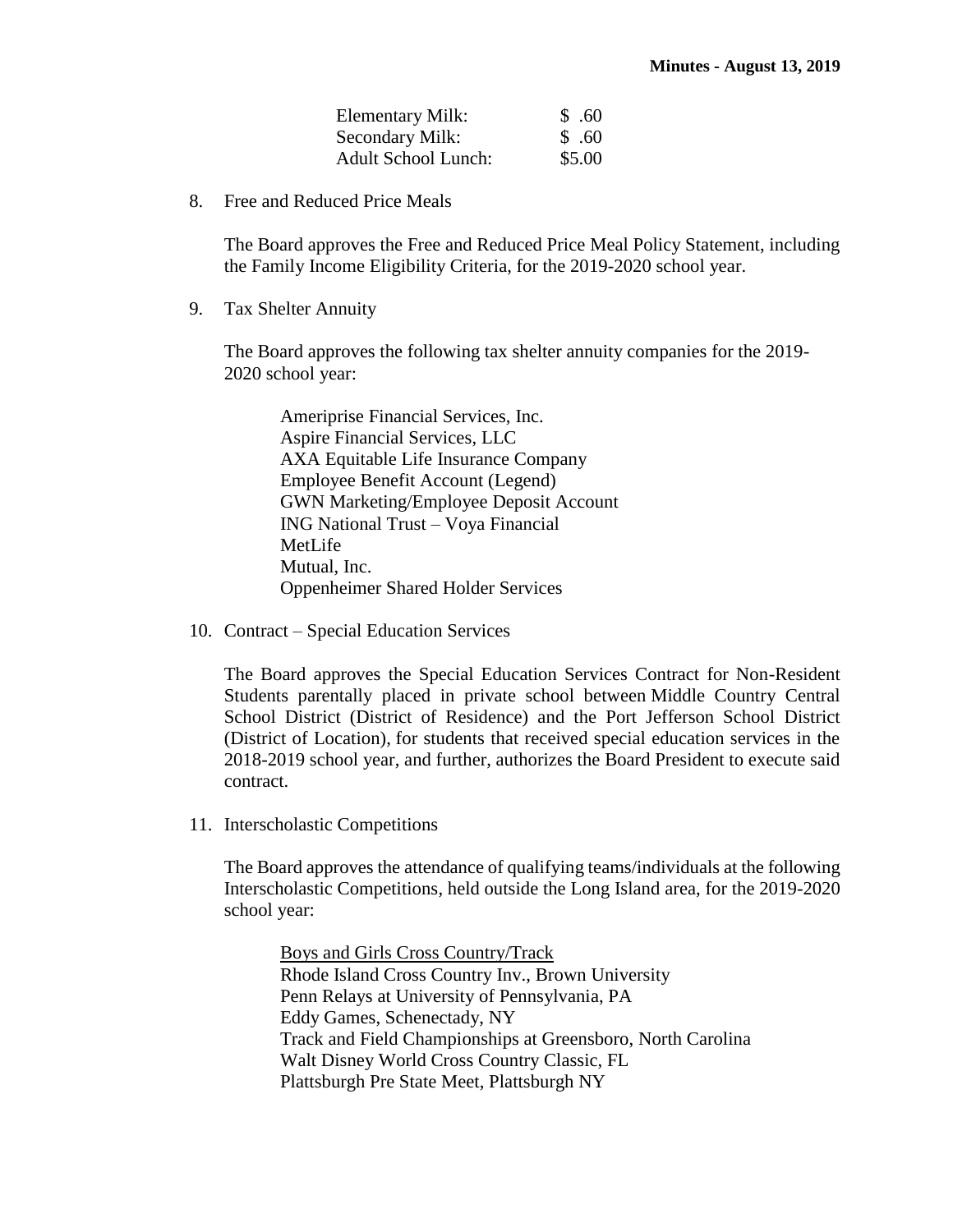| | |
|---|---|
| Elementary Milk: | $ .60 |
| Secondary Milk: | $ .60 |
| Adult School Lunch: | $5.00 |

8. Free and Reduced Price Meals

   The Board approves the Free and Reduced Price Meal Policy Statement, including the Family Income Eligibility Criteria, for the 2019-2020 school year.

9. Tax Shelter Annuity

   The Board approves the following tax shelter annuity companies for the 2019-2020 school year:

   Ameriprise Financial Services, Inc.
   Aspire Financial Services, LLC
   AXA Equitable Life Insurance Company
   Employee Benefit Account (Legend)
   GWN Marketing/Employee Deposit Account
   ING National Trust – Voya Financial
   MetLife
   Mutual, Inc.
   Oppenheimer Shared Holder Services

10. Contract – Special Education Services

    The Board approves the Special Education Services Contract for Non-Resident Students parentally placed in private school between Middle Country Central School District (District of Residence) and the Port Jefferson School District (District of Location), for students that received special education services in the 2018-2019 school year, and further, authorizes the Board President to execute said contract.

11. Interscholastic Competitions

    The Board approves the attendance of qualifying teams/individuals at the following Interscholastic Competitions, held outside the Long Island area, for the 2019-2020 school year:

    Boys and Girls Cross Country/Track
    Rhode Island Cross Country Inv., Brown University
    Penn Relays at University of Pennsylvania, PA
    Eddy Games, Schenectady, NY
    Track and Field Championships at Greensboro, North Carolina
    Walt Disney World Cross Country Classic, FL
    Plattsburgh Pre State Meet, Plattsburgh NY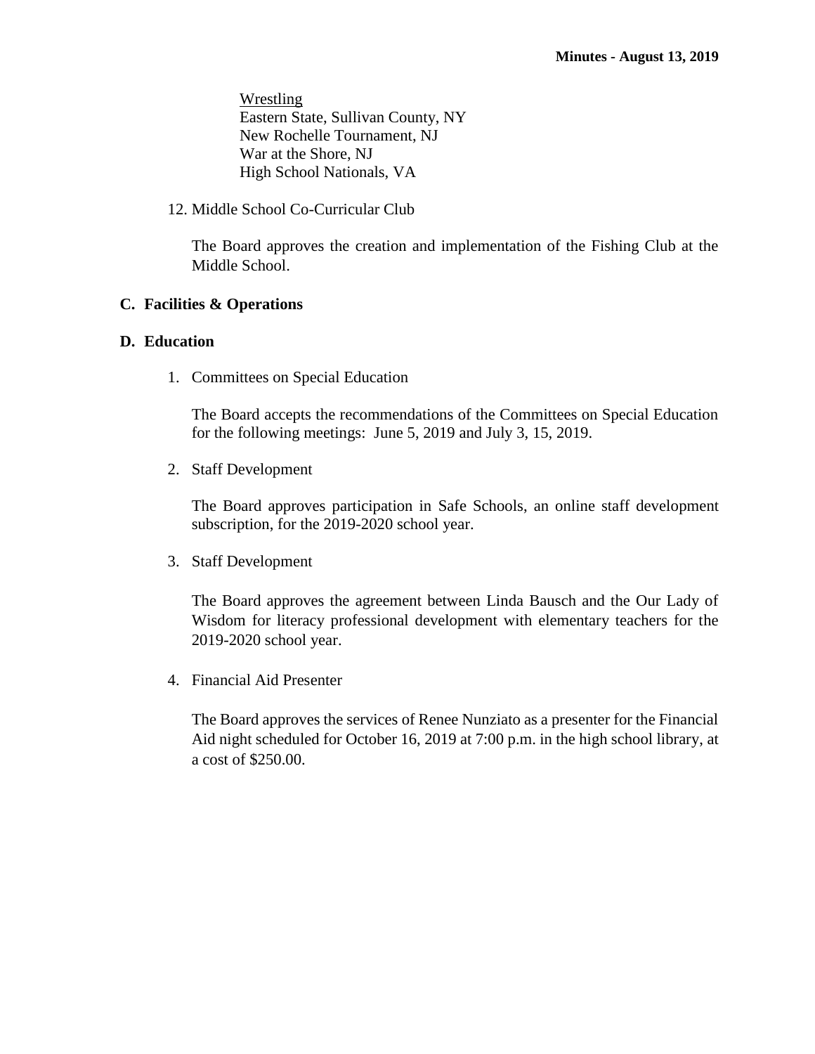<u>Wrestling</u>
Eastern State, Sullivan County, NY
New Rochelle Tournament, NJ
War at the Shore, NJ
High School Nationals, VA

12. Middle School Co-Curricular Club

    The Board approves the creation and implementation of the Fishing Club at the Middle School.

## C. Facilities & Operations

## D. Education

1. Committees on Special Education

   The Board accepts the recommendations of the Committees on Special Education for the following meetings: June 5, 2019 and July 3, 15, 2019.

2. Staff Development

   The Board approves participation in Safe Schools, an online staff development subscription, for the 2019-2020 school year.

3. Staff Development

   The Board approves the agreement between Linda Bausch and the Our Lady of Wisdom for literacy professional development with elementary teachers for the 2019-2020 school year.

4. Financial Aid Presenter

   The Board approves the services of Renee Nunziato as a presenter for the Financial Aid night scheduled for October 16, 2019 at 7:00 p.m. in the high school library, at a cost of $250.00.